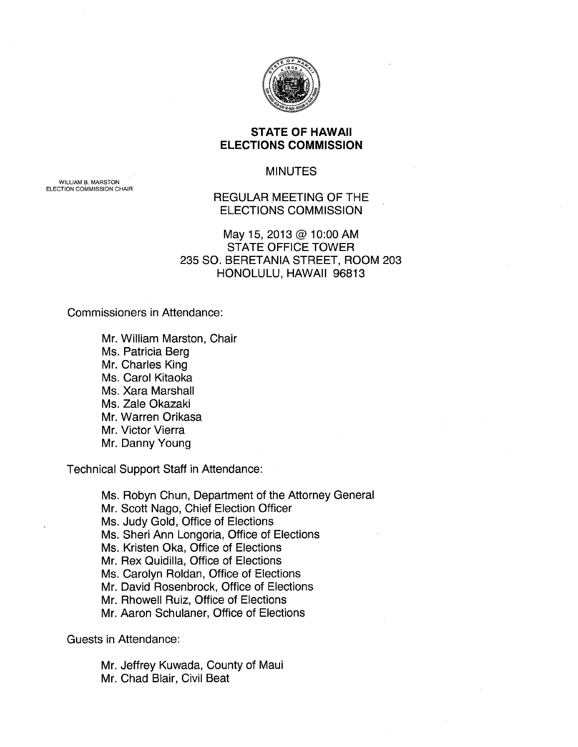# STATE OF HAWAII
# ELECTIONS COMMISSION

WILLIAM B. MARSTON
ELECTION COMMISSION CHAIR

## MINUTES

## REGULAR MEETING OF THE ELECTIONS COMMISSION

May 15, 2013 @ 10:00 AM
STATE OFFICE TOWER
235 SO. BERETANIA STREET, ROOM 203
HONOLULU, HAWAII 96813

Commissioners in Attendance:

- Mr. William Marston, Chair
- Ms. Patricia Berg
- Mr. Charles King
- Ms. Carol Kitaoka
- Ms. Xara Marshall
- Ms. Zale Okazaki
- Mr. Warren Orikasa
- Mr. Victor Vierra
- Mr. Danny Young

Technical Support Staff in Attendance:

- Ms. Robyn Chun, Department of the Attorney General
- Mr. Scott Nago, Chief Election Officer
- Ms. Judy Gold, Office of Elections
- Ms. Sheri Ann Longoria, Office of Elections
- Ms. Kristen Oka, Office of Elections
- Mr. Rex Quidilla, Office of Elections
- Ms. Carolyn Roldan, Office of Elections
- Mr. David Rosenbrock, Office of Elections
- Mr. Rhowell Ruiz, Office of Elections
- Mr. Aaron Schulaner, Office of Elections

Guests in Attendance:

- Mr. Jeffrey Kuwada, County of Maui
- Mr. Chad Blair, Civil Beat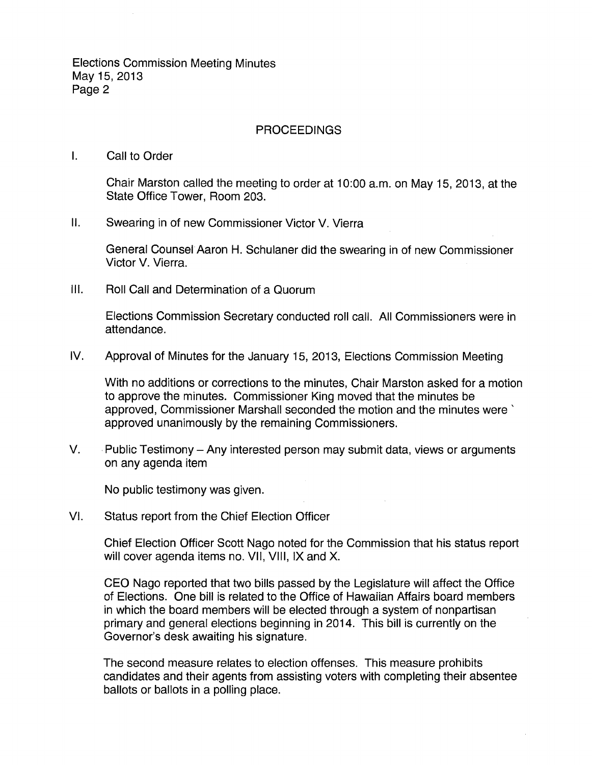## PROCEEDINGS

I. Call to Order

Chair Marston called the meeting to order at 10:00 a.m. on May 15, 2013, at the State Office Tower, Room 203.

II. Swearing in of new Commissioner Victor V. Vierra

General Counsel Aaron H. Schulaner did the swearing in of new Commissioner Victor V. Vierra.

III. Roll Call and Determination of a Quorum

Elections Commission Secretary conducted roll call. All Commissioners were in attendance.

IV. Approval of Minutes for the January 15, 2013, Elections Commission Meeting

With no additions or corrections to the minutes, Chair Marston asked for a motion to approve the minutes. Commissioner King moved that the minutes be approved, Commissioner Marshall seconded the motion and the minutes were approved unanimously by the remaining Commissioners.

V. Public Testimony – Any interested person may submit data, views or arguments on any agenda item

No public testimony was given.

VI. Status report from the Chief Election Officer

Chief Election Officer Scott Nago noted for the Commission that his status report will cover agenda items no. VII, VIII, IX and X.

CEO Nago reported that two bills passed by the Legislature will affect the Office of Elections. One bill is related to the Office of Hawaiian Affairs board members in which the board members will be elected through a system of nonpartisan primary and general elections beginning in 2014. This bill is currently on the Governor's desk awaiting his signature.

The second measure relates to election offenses. This measure prohibits candidates and their agents from assisting voters with completing their absentee ballots or ballots in a polling place.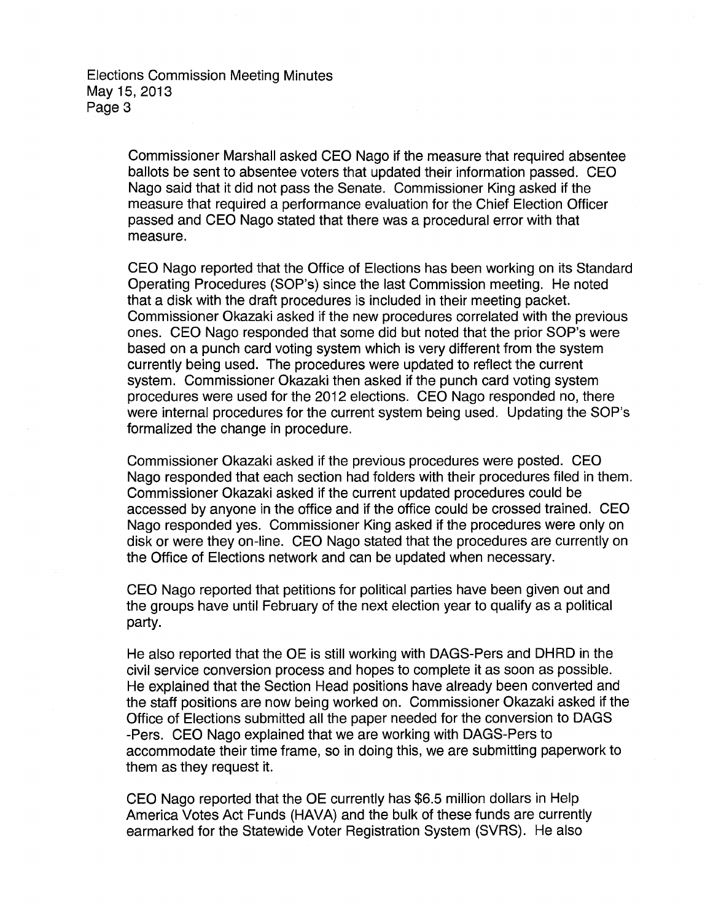Commissioner Marshall asked CEO Nago if the measure that required absentee ballots be sent to absentee voters that updated their information passed. CEO Nago said that it did not pass the Senate. Commissioner King asked if the measure that required a performance evaluation for the Chief Election Officer passed and CEO Nago stated that there was a procedural error with that measure.

CEO Nago reported that the Office of Elections has been working on its Standard Operating Procedures (SOP's) since the last Commission meeting. He noted that a disk with the draft procedures is included in their meeting packet. Commissioner Okazaki asked if the new procedures correlated with the previous ones. CEO Nago responded that some did but noted that the prior SOP's were based on a punch card voting system which is very different from the system currently being used. The procedures were updated to reflect the current system. Commissioner Okazaki then asked if the punch card voting system procedures were used for the 2012 elections. CEO Nago responded no, there were internal procedures for the current system being used. Updating the SOP's formalized the change in procedure.

Commissioner Okazaki asked if the previous procedures were posted. CEO Nago responded that each section had folders with their procedures filed in them. Commissioner Okazaki asked if the current updated procedures could be accessed by anyone in the office and if the office could be crossed trained. CEO Nago responded yes. Commissioner King asked if the procedures were only on disk or were they on-line. CEO Nago stated that the procedures are currently on the Office of Elections network and can be updated when necessary.

CEO Nago reported that petitions for political parties have been given out and the groups have until February of the next election year to qualify as a political party.

He also reported that the OE is still working with DAGS-Pers and DHRD in the civil service conversion process and hopes to complete it as soon as possible. He explained that the Section Head positions have already been converted and the staff positions are now being worked on. Commissioner Okazaki asked if the Office of Elections submitted all the paper needed for the conversion to DAGS -Pers. CEO Nago explained that we are working with DAGS-Pers to accommodate their time frame, so in doing this, we are submitting paperwork to them as they request it.

CEO Nago reported that the OE currently has $6.5 million dollars in Help America Votes Act Funds (HAVA) and the bulk of these funds are currently earmarked for the Statewide Voter Registration System (SVRS). He also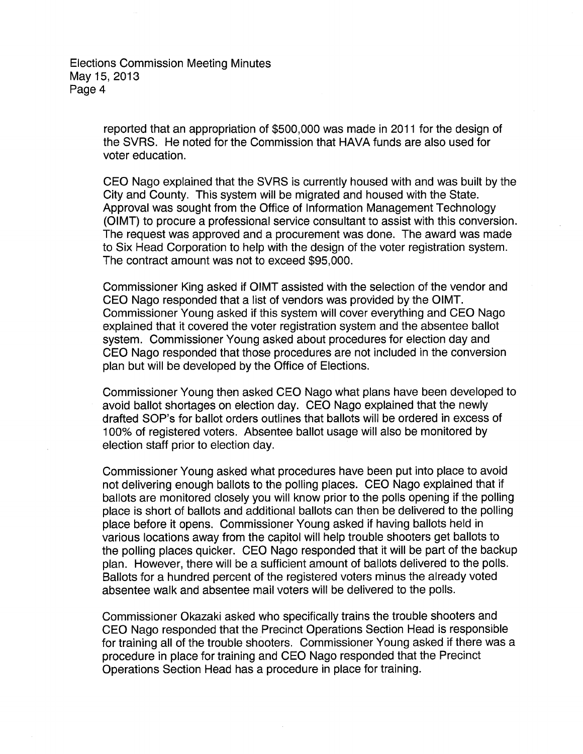reported that an appropriation of $500,000 was made in 2011 for the design of the SVRS. He noted for the Commission that HAVA funds are also used for voter education.

CEO Nago explained that the SVRS is currently housed with and was built by the City and County. This system will be migrated and housed with the State. Approval was sought from the Office of Information Management Technology (OIMT) to procure a professional service consultant to assist with this conversion. The request was approved and a procurement was done. The award was made to Six Head Corporation to help with the design of the voter registration system. The contract amount was not to exceed $95,000.

Commissioner King asked if OIMT assisted with the selection of the vendor and CEO Nago responded that a list of vendors was provided by the OIMT. Commissioner Young asked if this system will cover everything and CEO Nago explained that it covered the voter registration system and the absentee ballot system. Commissioner Young asked about procedures for election day and CEO Nago responded that those procedures are not included in the conversion plan but will be developed by the Office of Elections.

Commissioner Young then asked CEO Nago what plans have been developed to avoid ballot shortages on election day. CEO Nago explained that the newly drafted SOP's for ballot orders outlines that ballots will be ordered in excess of 100% of registered voters. Absentee ballot usage will also be monitored by election staff prior to election day.

Commissioner Young asked what procedures have been put into place to avoid not delivering enough ballots to the polling places. CEO Nago explained that if ballots are monitored closely you will know prior to the polls opening if the polling place is short of ballots and additional ballots can then be delivered to the polling place before it opens. Commissioner Young asked if having ballots held in various locations away from the capitol will help trouble shooters get ballots to the polling places quicker. CEO Nago responded that it will be part of the backup plan. However, there will be a sufficient amount of ballots delivered to the polls. Ballots for a hundred percent of the registered voters minus the already voted absentee walk and absentee mail voters will be delivered to the polls.

Commissioner Okazaki asked who specifically trains the trouble shooters and CEO Nago responded that the Precinct Operations Section Head is responsible for training all of the trouble shooters. Commissioner Young asked if there was a procedure in place for training and CEO Nago responded that the Precinct Operations Section Head has a procedure in place for training.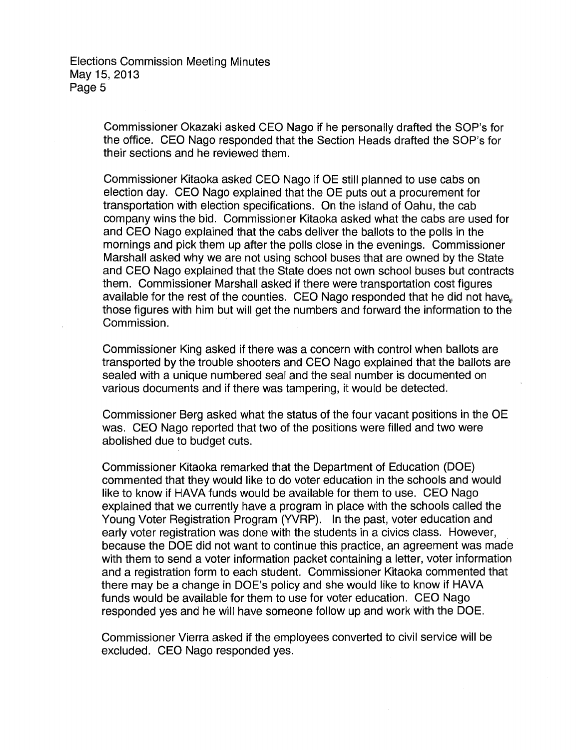Commissioner Okazaki asked CEO Nago if he personally drafted the SOP's for the office. CEO Nago responded that the Section Heads drafted the SOP's for their sections and he reviewed them.

Commissioner Kitaoka asked CEO Nago if OE still planned to use cabs on election day. CEO Nago explained that the OE puts out a procurement for transportation with election specifications. On the island of Oahu, the cab company wins the bid. Commissioner Kitaoka asked what the cabs are used for and CEO Nago explained that the cabs deliver the ballots to the polls in the mornings and pick them up after the polls close in the evenings. Commissioner Marshall asked why we are not using school buses that are owned by the State and CEO Nago explained that the State does not own school buses but contracts them. Commissioner Marshall asked if there were transportation cost figures available for the rest of the counties. CEO Nago responded that he did not have those figures with him but will get the numbers and forward the information to the Commission.

Commissioner King asked if there was a concern with control when ballots are transported by the trouble shooters and CEO Nago explained that the ballots are sealed with a unique numbered seal and the seal number is documented on various documents and if there was tampering, it would be detected.

Commissioner Berg asked what the status of the four vacant positions in the OE was. CEO Nago reported that two of the positions were filled and two were abolished due to budget cuts.

Commissioner Kitaoka remarked that the Department of Education (DOE) commented that they would like to do voter education in the schools and would like to know if HAVA funds would be available for them to use. CEO Nago explained that we currently have a program in place with the schools called the Young Voter Registration Program (YVRP). In the past, voter education and early voter registration was done with the students in a civics class. However, because the DOE did not want to continue this practice, an agreement was made with them to send a voter information packet containing a letter, voter information and a registration form to each student. Commissioner Kitaoka commented that there may be a change in DOE's policy and she would like to know if HAVA funds would be available for them to use for voter education. CEO Nago responded yes and he will have someone follow up and work with the DOE.

Commissioner Vierra asked if the employees converted to civil service will be excluded. CEO Nago responded yes.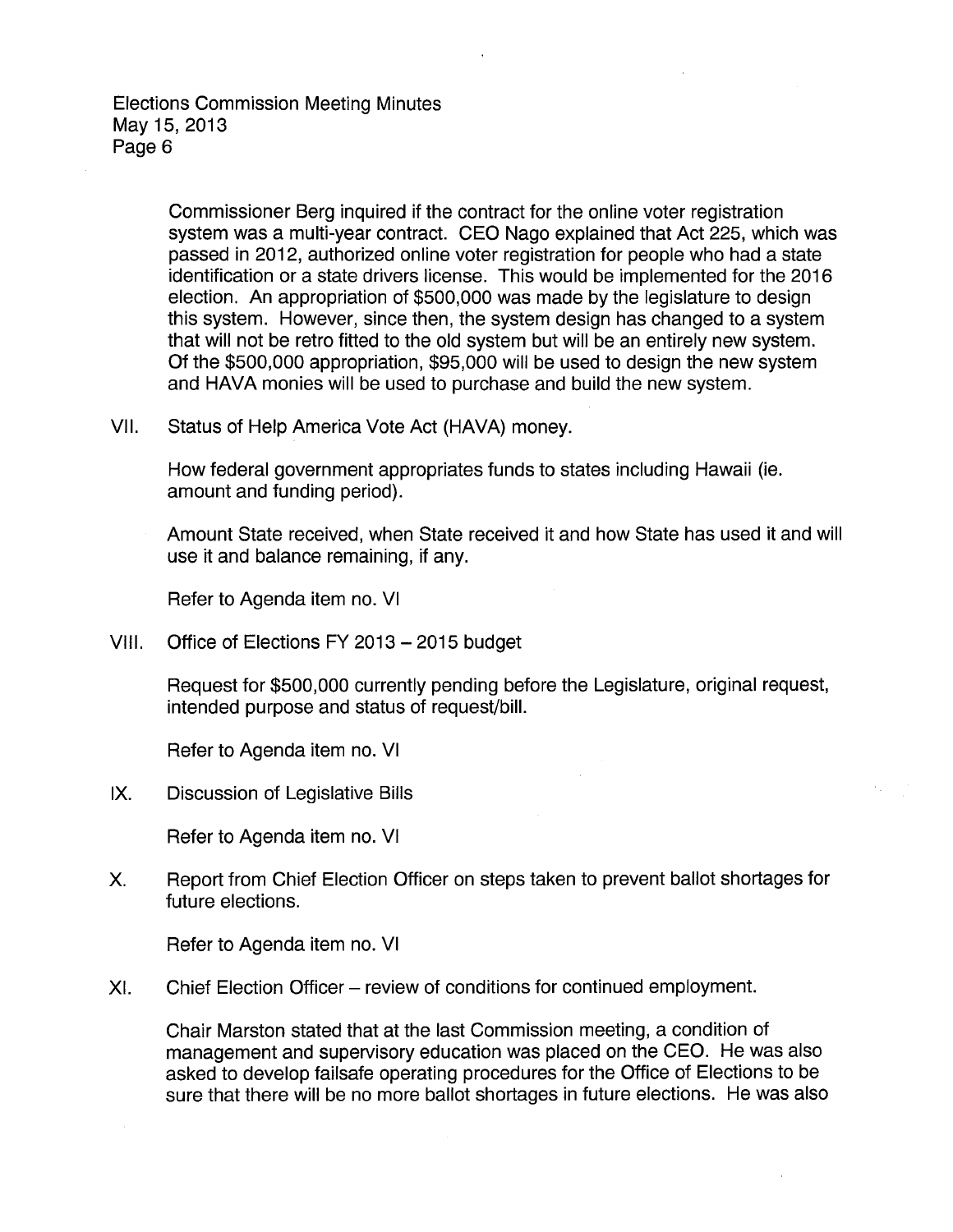Commissioner Berg inquired if the contract for the online voter registration system was a multi-year contract. CEO Nago explained that Act 225, which was passed in 2012, authorized online voter registration for people who had a state identification or a state drivers license. This would be implemented for the 2016 election. An appropriation of $500,000 was made by the legislature to design this system. However, since then, the system design has changed to a system that will not be retro fitted to the old system but will be an entirely new system. Of the $500,000 appropriation, $95,000 will be used to design the new system and HAVA monies will be used to purchase and build the new system.

VII. Status of Help America Vote Act (HAVA) money.

How federal government appropriates funds to states including Hawaii (ie. amount and funding period).

Amount State received, when State received it and how State has used it and will use it and balance remaining, if any.

Refer to Agenda item no. VI

VIII. Office of Elections FY 2013 – 2015 budget

Request for $500,000 currently pending before the Legislature, original request, intended purpose and status of request/bill.

Refer to Agenda item no. VI

IX. Discussion of Legislative Bills

Refer to Agenda item no. VI

X. Report from Chief Election Officer on steps taken to prevent ballot shortages for future elections.

Refer to Agenda item no. VI

XI. Chief Election Officer – review of conditions for continued employment.

Chair Marston stated that at the last Commission meeting, a condition of management and supervisory education was placed on the CEO. He was also asked to develop failsafe operating procedures for the Office of Elections to be sure that there will be no more ballot shortages in future elections. He was also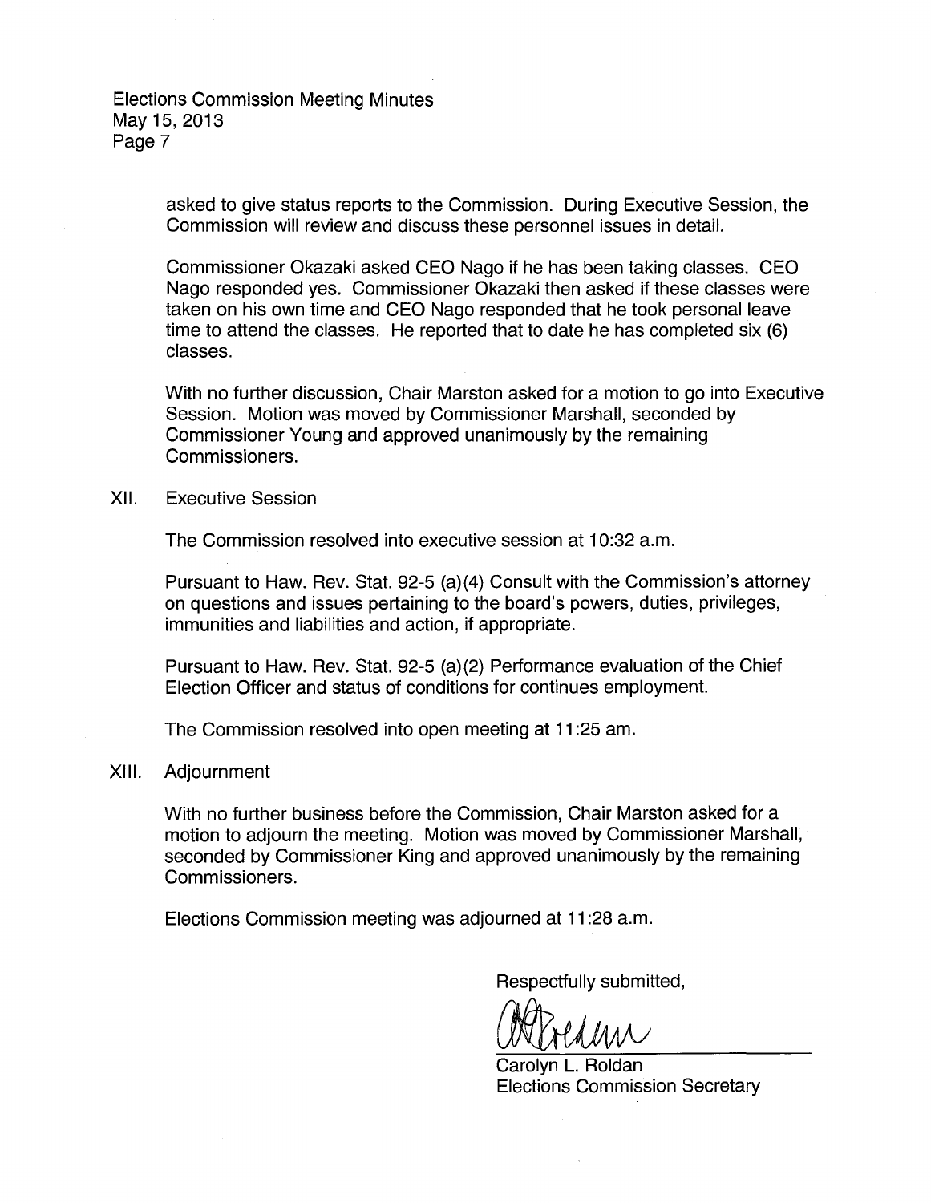asked to give status reports to the Commission. During Executive Session, the Commission will review and discuss these personnel issues in detail.

Commissioner Okazaki asked CEO Nago if he has been taking classes. CEO Nago responded yes. Commissioner Okazaki then asked if these classes were taken on his own time and CEO Nago responded that he took personal leave time to attend the classes. He reported that to date he has completed six (6) classes.

With no further discussion, Chair Marston asked for a motion to go into Executive Session. Motion was moved by Commissioner Marshall, seconded by Commissioner Young and approved unanimously by the remaining Commissioners.

XII. Executive Session

The Commission resolved into executive session at 10:32 a.m.

Pursuant to Haw. Rev. Stat. 92-5 (a)(4) Consult with the Commission's attorney on questions and issues pertaining to the board's powers, duties, privileges, immunities and liabilities and action, if appropriate.

Pursuant to Haw. Rev. Stat. 92-5 (a)(2) Performance evaluation of the Chief Election Officer and status of conditions for continues employment.

The Commission resolved into open meeting at 11:25 am.

XIII. Adjournment

With no further business before the Commission, Chair Marston asked for a motion to adjourn the meeting. Motion was moved by Commissioner Marshall, seconded by Commissioner King and approved unanimously by the remaining Commissioners.

Elections Commission meeting was adjourned at 11:28 a.m.

Respectfully submitted,

Carolyn L. Roldan
Elections Commission Secretary